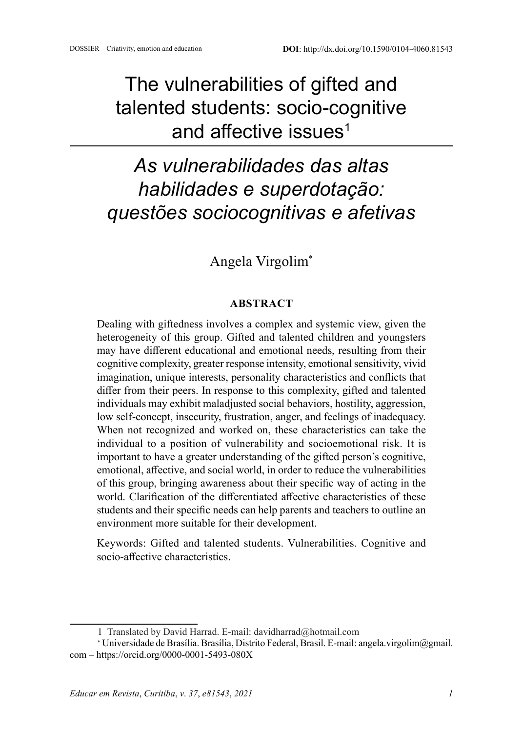DOSSIER – Criativity, emotion and education

**DOI**: http://dx.doi.org/10.1590/0104-4060.81543

# The vulnerabilities of gifted and talented students: socio-cognitive and affective issues[1]

# *As vulnerabilidades das altas habilidades e superdotação: questões sociocognitivas e afetivas*

Angela Virgolim[*]

## ABSTRACT

Dealing with giftedness involves a complex and systemic view, given the heterogeneity of this group. Gifted and talented children and youngsters may have different educational and emotional needs, resulting from their cognitive complexity, greater response intensity, emotional sensitivity, vivid imagination, unique interests, personality characteristics and conflicts that differ from their peers. In response to this complexity, gifted and talented individuals may exhibit maladjusted social behaviors, hostility, aggression, low self-concept, insecurity, frustration, anger, and feelings of inadequacy. When not recognized and worked on, these characteristics can take the individual to a position of vulnerability and socioemotional risk. It is important to have a greater understanding of the gifted person's cognitive, emotional, affective, and social world, in order to reduce the vulnerabilities of this group, bringing awareness about their specific way of acting in the world. Clarification of the differentiated affective characteristics of these students and their specific needs can help parents and teachers to outline an environment more suitable for their development.

Keywords: Gifted and talented students. Vulnerabilities. Cognitive and socio-affective characteristics.

---

1 Translated by David Harrad. E-mail: davidharrad@hotmail.com

[*] Universidade de Brasília. Brasília, Distrito Federal, Brasil. E-mail: angela.virgolim@gmail.com – https://orcid.org/0000-0001-5493-080X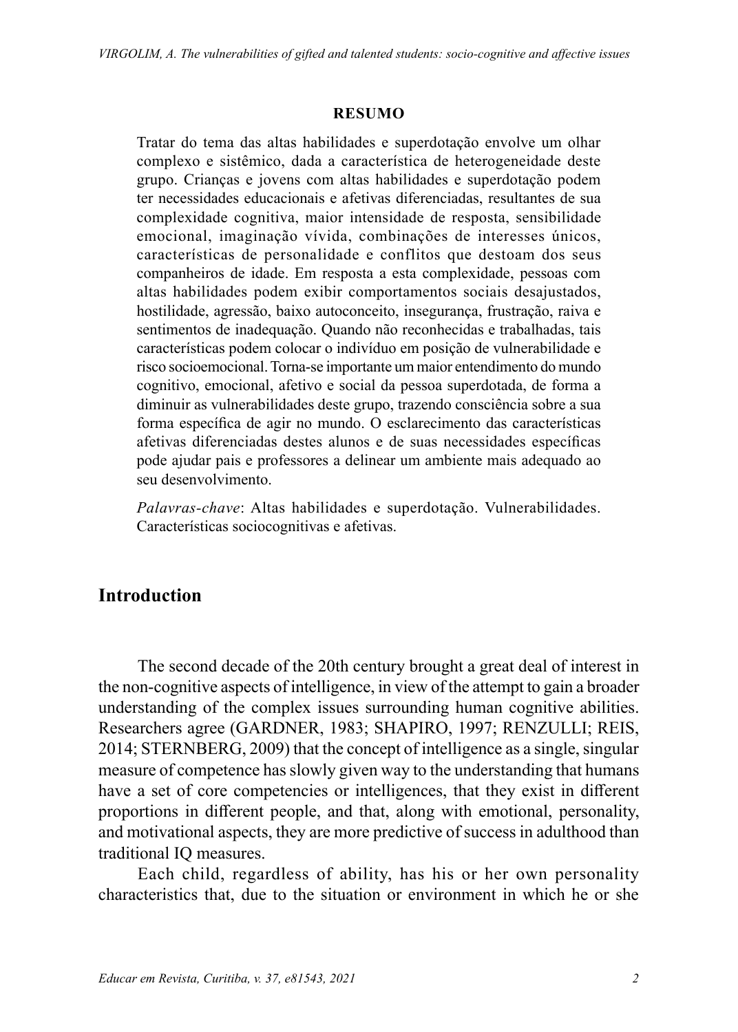**RESUMO**

Tratar do tema das altas habilidades e superdotação envolve um olhar complexo e sistêmico, dada a característica de heterogeneidade deste grupo. Crianças e jovens com altas habilidades e superdotação podem ter necessidades educacionais e afetivas diferenciadas, resultantes de sua complexidade cognitiva, maior intensidade de resposta, sensibilidade emocional, imaginação vívida, combinações de interesses únicos, características de personalidade e conflitos que destoam dos seus companheiros de idade. Em resposta a esta complexidade, pessoas com altas habilidades podem exibir comportamentos sociais desajustados, hostilidade, agressão, baixo autoconceito, insegurança, frustração, raiva e sentimentos de inadequação. Quando não reconhecidas e trabalhadas, tais características podem colocar o indivíduo em posição de vulnerabilidade e risco socioemocional. Torna-se importante um maior entendimento do mundo cognitivo, emocional, afetivo e social da pessoa superdotada, de forma a diminuir as vulnerabilidades deste grupo, trazendo consciência sobre a sua forma específica de agir no mundo. O esclarecimento das características afetivas diferenciadas destes alunos e de suas necessidades específicas pode ajudar pais e professores a delinear um ambiente mais adequado ao seu desenvolvimento.

*Palavras-chave*: Altas habilidades e superdotação. Vulnerabilidades. Características sociocognitivas e afetivas.

## Introduction

The second decade of the 20th century brought a great deal of interest in the non-cognitive aspects of intelligence, in view of the attempt to gain a broader understanding of the complex issues surrounding human cognitive abilities. Researchers agree (GARDNER, 1983; SHAPIRO, 1997; RENZULLI; REIS, 2014; STERNBERG, 2009) that the concept of intelligence as a single, singular measure of competence has slowly given way to the understanding that humans have a set of core competencies or intelligences, that they exist in different proportions in different people, and that, along with emotional, personality, and motivational aspects, they are more predictive of success in adulthood than traditional IQ measures.

Each child, regardless of ability, has his or her own personality characteristics that, due to the situation or environment in which he or she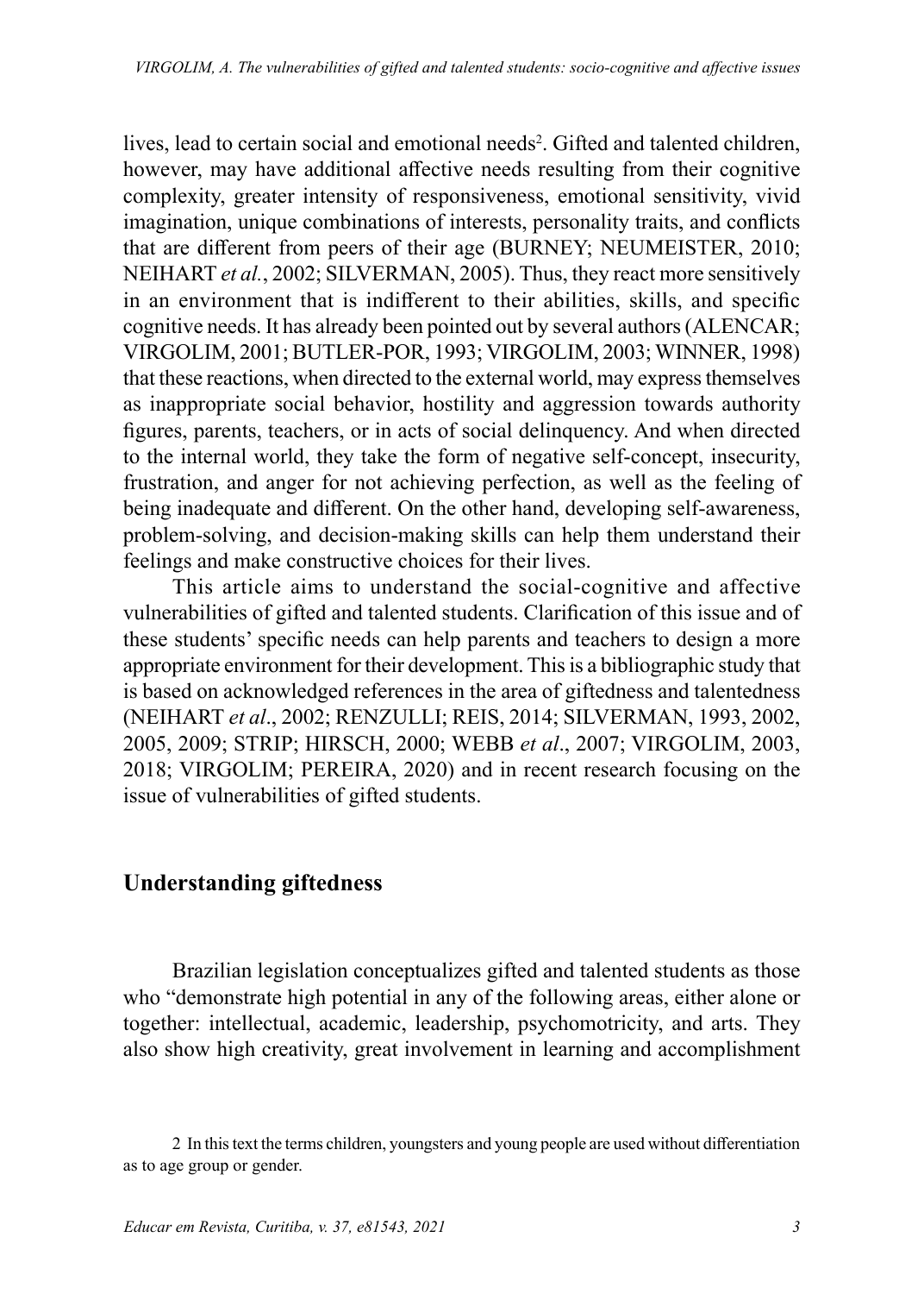lives, lead to certain social and emotional needs[2]. Gifted and talented children, however, may have additional affective needs resulting from their cognitive complexity, greater intensity of responsiveness, emotional sensitivity, vivid imagination, unique combinations of interests, personality traits, and conflicts that are different from peers of their age (BURNEY; NEUMEISTER, 2010; NEIHART *et al.*, 2002; SILVERMAN, 2005). Thus, they react more sensitively in an environment that is indifferent to their abilities, skills, and specific cognitive needs. It has already been pointed out by several authors (ALENCAR; VIRGOLIM, 2001; BUTLER-POR, 1993; VIRGOLIM, 2003; WINNER, 1998) that these reactions, when directed to the external world, may express themselves as inappropriate social behavior, hostility and aggression towards authority figures, parents, teachers, or in acts of social delinquency. And when directed to the internal world, they take the form of negative self-concept, insecurity, frustration, and anger for not achieving perfection, as well as the feeling of being inadequate and different. On the other hand, developing self-awareness, problem-solving, and decision-making skills can help them understand their feelings and make constructive choices for their lives.

This article aims to understand the social-cognitive and affective vulnerabilities of gifted and talented students. Clarification of this issue and of these students' specific needs can help parents and teachers to design a more appropriate environment for their development. This is a bibliographic study that is based on acknowledged references in the area of giftedness and talentedness (NEIHART *et al*., 2002; RENZULLI; REIS, 2014; SILVERMAN, 1993, 2002, 2005, 2009; STRIP; HIRSCH, 2000; WEBB *et al*., 2007; VIRGOLIM, 2003, 2018; VIRGOLIM; PEREIRA, 2020) and in recent research focusing on the issue of vulnerabilities of gifted students.

## Understanding giftedness

Brazilian legislation conceptualizes gifted and talented students as those who "demonstrate high potential in any of the following areas, either alone or together: intellectual, academic, leadership, psychomotricity, and arts. They also show high creativity, great involvement in learning and accomplishment

2 In this text the terms children, youngsters and young people are used without differentiation as to age group or gender.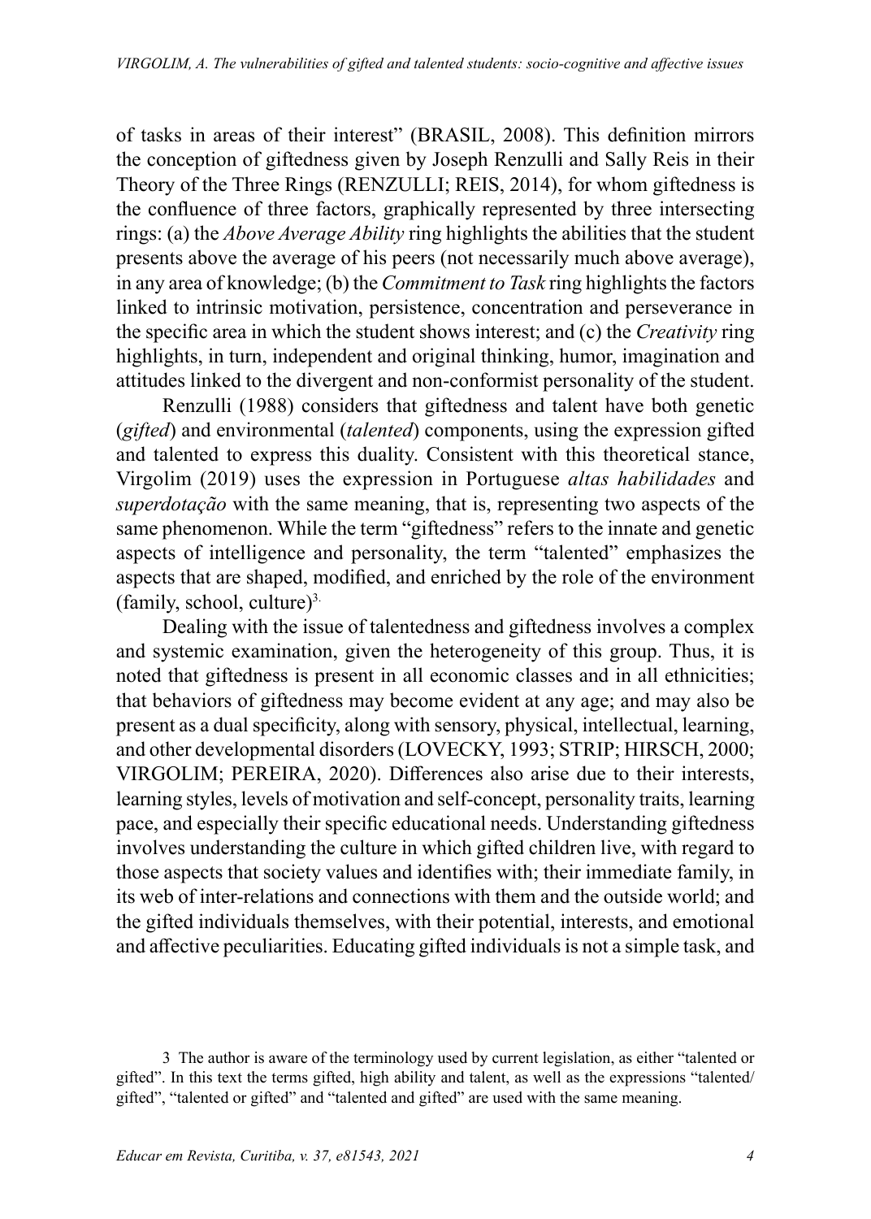of tasks in areas of their interest" (BRASIL, 2008). This definition mirrors the conception of giftedness given by Joseph Renzulli and Sally Reis in their Theory of the Three Rings (RENZULLI; REIS, 2014), for whom giftedness is the confluence of three factors, graphically represented by three intersecting rings: (a) the *Above Average Ability* ring highlights the abilities that the student presents above the average of his peers (not necessarily much above average), in any area of knowledge; (b) the *Commitment to Task* ring highlights the factors linked to intrinsic motivation, persistence, concentration and perseverance in the specific area in which the student shows interest; and (c) the *Creativity* ring highlights, in turn, independent and original thinking, humor, imagination and attitudes linked to the divergent and non-conformist personality of the student.

Renzulli (1988) considers that giftedness and talent have both genetic (*gifted*) and environmental (*talented*) components, using the expression gifted and talented to express this duality. Consistent with this theoretical stance, Virgolim (2019) uses the expression in Portuguese *altas habilidades* and *superdotação* with the same meaning, that is, representing two aspects of the same phenomenon. While the term "giftedness" refers to the innate and genetic aspects of intelligence and personality, the term "talented" emphasizes the aspects that are shaped, modified, and enriched by the role of the environment (family, school, culture)[3].

Dealing with the issue of talentedness and giftedness involves a complex and systemic examination, given the heterogeneity of this group. Thus, it is noted that giftedness is present in all economic classes and in all ethnicities; that behaviors of giftedness may become evident at any age; and may also be present as a dual specificity, along with sensory, physical, intellectual, learning, and other developmental disorders (LOVECKY, 1993; STRIP; HIRSCH, 2000; VIRGOLIM; PEREIRA, 2020). Differences also arise due to their interests, learning styles, levels of motivation and self-concept, personality traits, learning pace, and especially their specific educational needs. Understanding giftedness involves understanding the culture in which gifted children live, with regard to those aspects that society values and identifies with; their immediate family, in its web of inter-relations and connections with them and the outside world; and the gifted individuals themselves, with their potential, interests, and emotional and affective peculiarities. Educating gifted individuals is not a simple task, and

3 The author is aware of the terminology used by current legislation, as either "talented or gifted". In this text the terms gifted, high ability and talent, as well as the expressions "talented/gifted", "talented or gifted" and "talented and gifted" are used with the same meaning.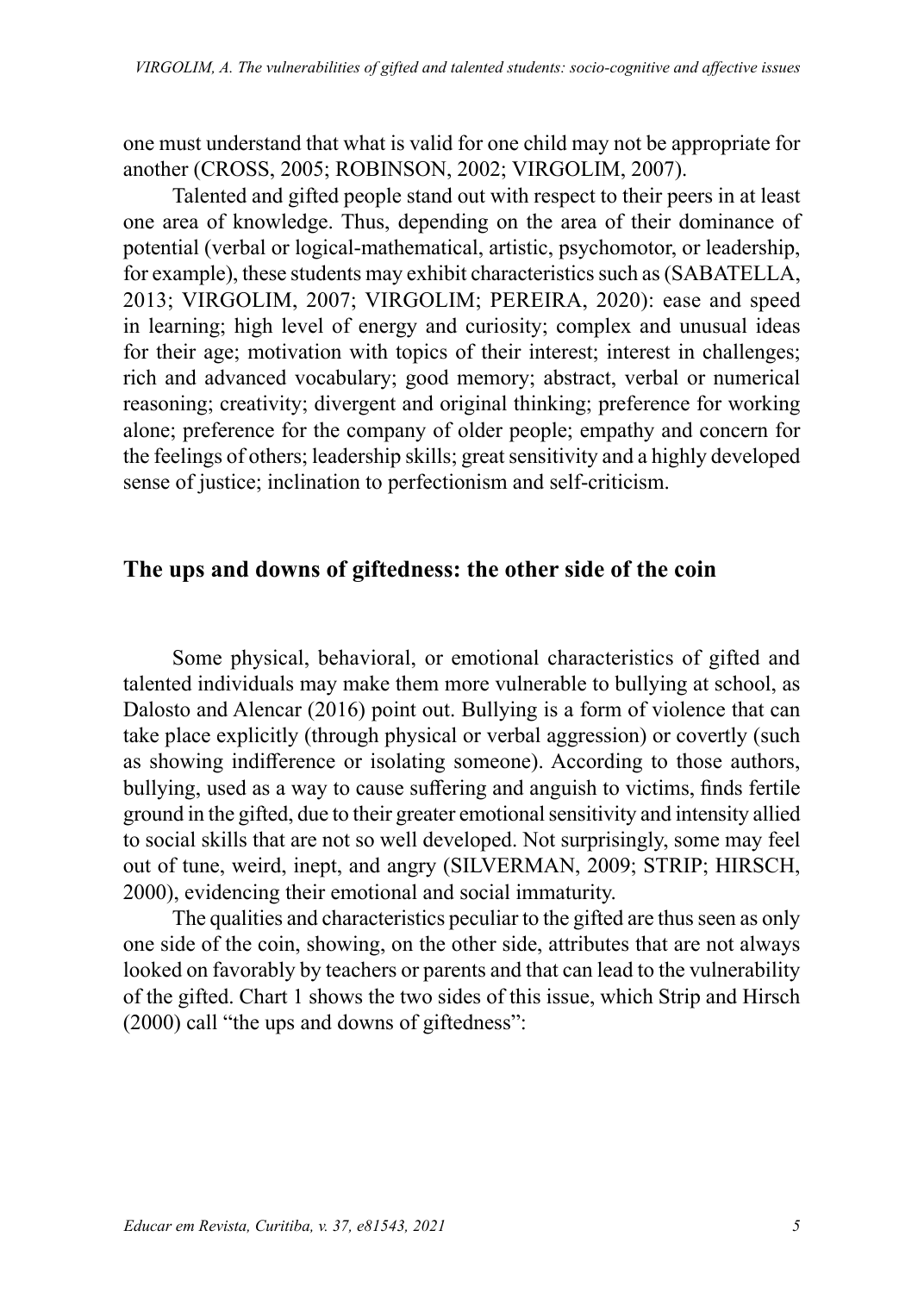one must understand that what is valid for one child may not be appropriate for another (CROSS, 2005; ROBINSON, 2002; VIRGOLIM, 2007).

Talented and gifted people stand out with respect to their peers in at least one area of knowledge. Thus, depending on the area of their dominance of potential (verbal or logical-mathematical, artistic, psychomotor, or leadership, for example), these students may exhibit characteristics such as (SABATELLA, 2013; VIRGOLIM, 2007; VIRGOLIM; PEREIRA, 2020): ease and speed in learning; high level of energy and curiosity; complex and unusual ideas for their age; motivation with topics of their interest; interest in challenges; rich and advanced vocabulary; good memory; abstract, verbal or numerical reasoning; creativity; divergent and original thinking; preference for working alone; preference for the company of older people; empathy and concern for the feelings of others; leadership skills; great sensitivity and a highly developed sense of justice; inclination to perfectionism and self-criticism.

## The ups and downs of giftedness: the other side of the coin

Some physical, behavioral, or emotional characteristics of gifted and talented individuals may make them more vulnerable to bullying at school, as Dalosto and Alencar (2016) point out. Bullying is a form of violence that can take place explicitly (through physical or verbal aggression) or covertly (such as showing indifference or isolating someone). According to those authors, bullying, used as a way to cause suffering and anguish to victims, finds fertile ground in the gifted, due to their greater emotional sensitivity and intensity allied to social skills that are not so well developed. Not surprisingly, some may feel out of tune, weird, inept, and angry (SILVERMAN, 2009; STRIP; HIRSCH, 2000), evidencing their emotional and social immaturity.

The qualities and characteristics peculiar to the gifted are thus seen as only one side of the coin, showing, on the other side, attributes that are not always looked on favorably by teachers or parents and that can lead to the vulnerability of the gifted. Chart 1 shows the two sides of this issue, which Strip and Hirsch (2000) call "the ups and downs of giftedness":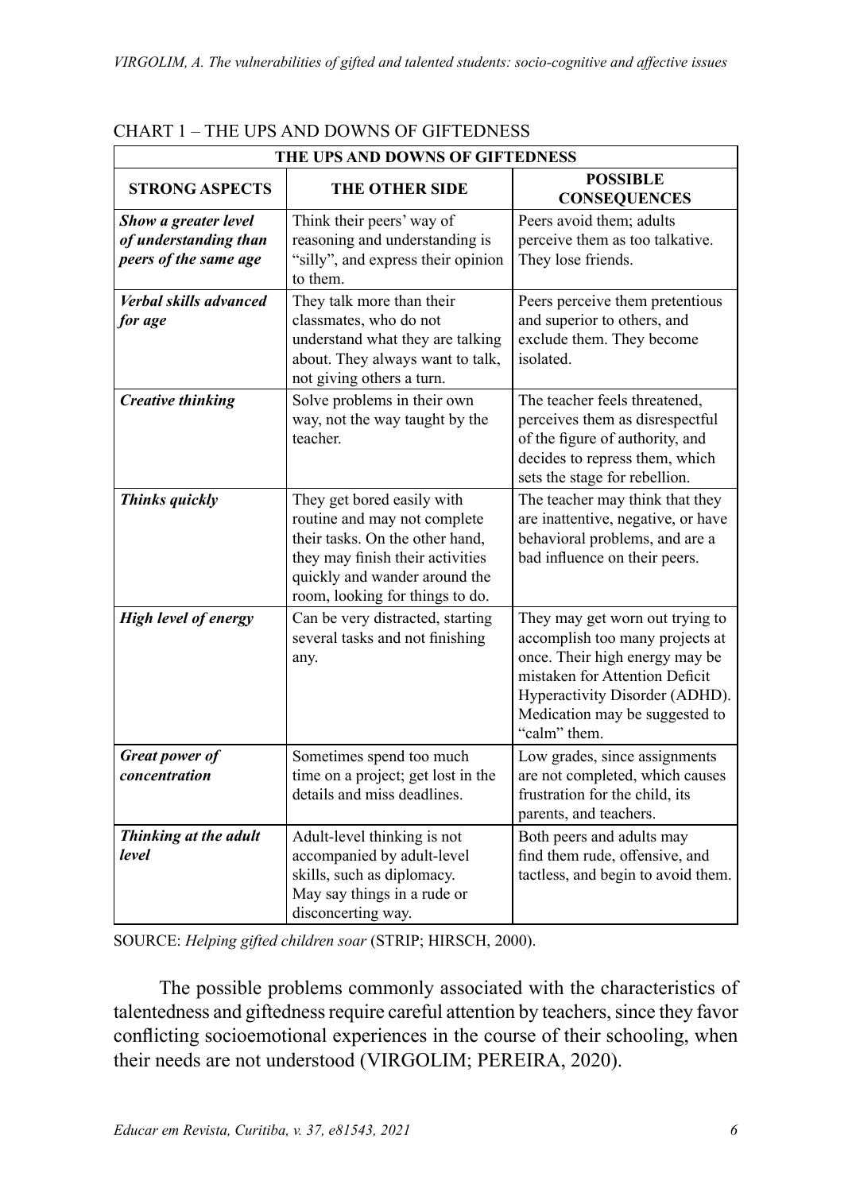CHART 1 – THE UPS AND DOWNS OF GIFTEDNESS

| THE UPS AND DOWNS OF GIFTEDNESS | | |
|---|---|---|
| **STRONG ASPECTS** | **THE OTHER SIDE** | **POSSIBLE CONSEQUENCES** |
| ***Show a greater level of understanding than peers of the same age*** | Think their peers' way of reasoning and understanding is "silly", and express their opinion to them. | Peers avoid them; adults perceive them as too talkative. They lose friends. |
| ***Verbal skills advanced for age*** | They talk more than their classmates, who do not understand what they are talking about. They always want to talk, not giving others a turn. | Peers perceive them pretentious and superior to others, and exclude them. They become isolated. |
| ***Creative thinking*** | Solve problems in their own way, not the way taught by the teacher. | The teacher feels threatened, perceives them as disrespectful of the figure of authority, and decides to repress them, which sets the stage for rebellion. |
| ***Thinks quickly*** | They get bored easily with routine and may not complete their tasks. On the other hand, they may finish their activities quickly and wander around the room, looking for things to do. | The teacher may think that they are inattentive, negative, or have behavioral problems, and are a bad influence on their peers. |
| ***High level of energy*** | Can be very distracted, starting several tasks and not finishing any. | They may get worn out trying to accomplish too many projects at once. Their high energy may be mistaken for Attention Deficit Hyperactivity Disorder (ADHD). Medication may be suggested to "calm" them. |
| ***Great power of concentration*** | Sometimes spend too much time on a project; get lost in the details and miss deadlines. | Low grades, since assignments are not completed, which causes frustration for the child, its parents, and teachers. |
| ***Thinking at the adult level*** | Adult-level thinking is not accompanied by adult-level skills, such as diplomacy. May say things in a rude or disconcerting way. | Both peers and adults may find them rude, offensive, and tactless, and begin to avoid them. |

SOURCE: *Helping gifted children soar* (STRIP; HIRSCH, 2000).

The possible problems commonly associated with the characteristics of talentedness and giftedness require careful attention by teachers, since they favor conflicting socioemotional experiences in the course of their schooling, when their needs are not understood (VIRGOLIM; PEREIRA, 2020).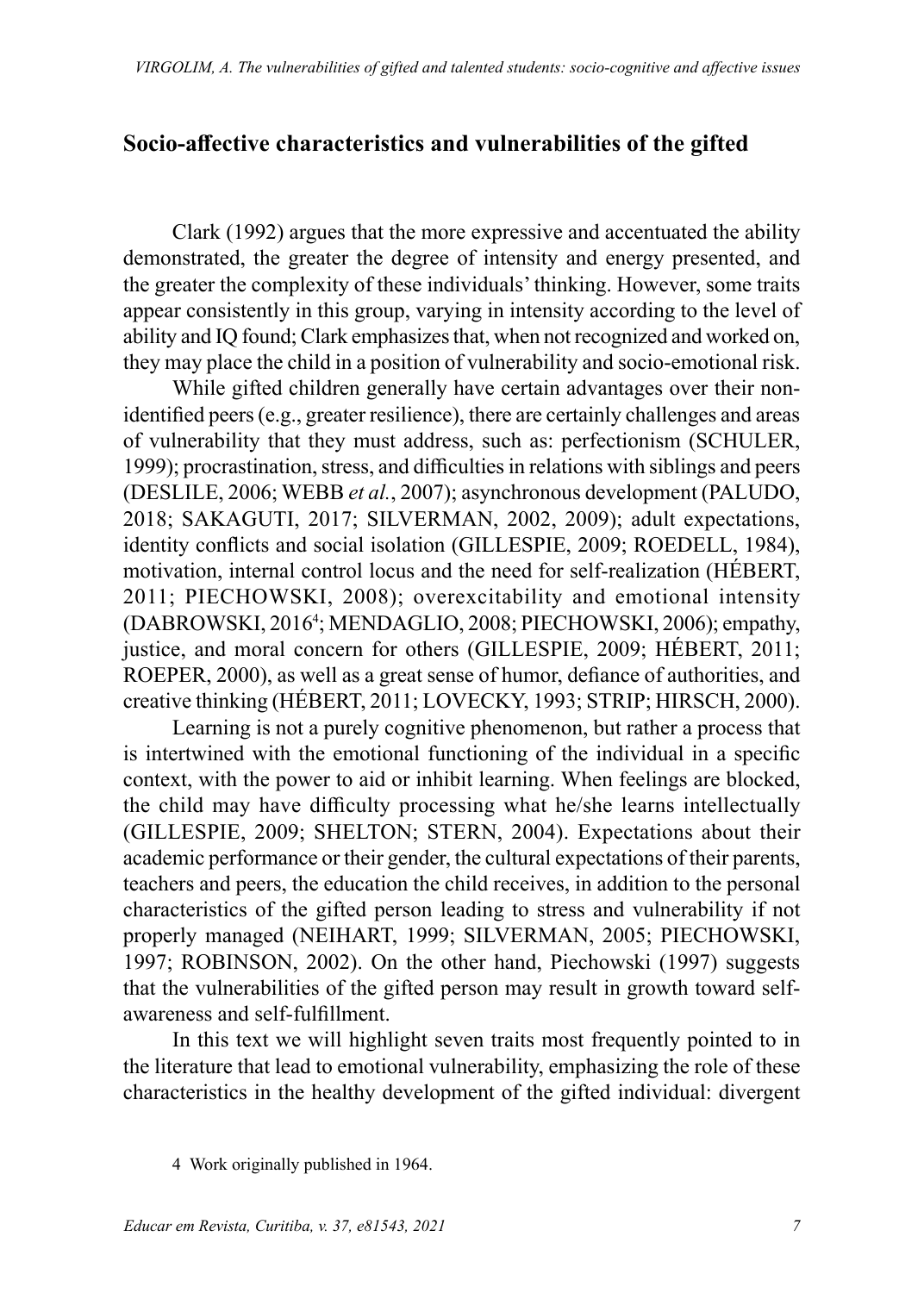## Socio-affective characteristics and vulnerabilities of the gifted

Clark (1992) argues that the more expressive and accentuated the ability demonstrated, the greater the degree of intensity and energy presented, and the greater the complexity of these individuals' thinking. However, some traits appear consistently in this group, varying in intensity according to the level of ability and IQ found; Clark emphasizes that, when not recognized and worked on, they may place the child in a position of vulnerability and socio-emotional risk.

While gifted children generally have certain advantages over their non-identified peers (e.g., greater resilience), there are certainly challenges and areas of vulnerability that they must address, such as: perfectionism (SCHULER, 1999); procrastination, stress, and difficulties in relations with siblings and peers (DESLILE, 2006; WEBB *et al.*, 2007); asynchronous development (PALUDO, 2018; SAKAGUTI, 2017; SILVERMAN, 2002, 2009); adult expectations, identity conflicts and social isolation (GILLESPIE, 2009; ROEDELL, 1984), motivation, internal control locus and the need for self-realization (HÉBERT, 2011; PIECHOWSKI, 2008); overexcitability and emotional intensity (DABROWSKI, 2016[4]; MENDAGLIO, 2008; PIECHOWSKI, 2006); empathy, justice, and moral concern for others (GILLESPIE, 2009; HÉBERT, 2011; ROEPER, 2000), as well as a great sense of humor, defiance of authorities, and creative thinking (HÉBERT, 2011; LOVECKY, 1993; STRIP; HIRSCH, 2000).

Learning is not a purely cognitive phenomenon, but rather a process that is intertwined with the emotional functioning of the individual in a specific context, with the power to aid or inhibit learning. When feelings are blocked, the child may have difficulty processing what he/she learns intellectually (GILLESPIE, 2009; SHELTON; STERN, 2004). Expectations about their academic performance or their gender, the cultural expectations of their parents, teachers and peers, the education the child receives, in addition to the personal characteristics of the gifted person leading to stress and vulnerability if not properly managed (NEIHART, 1999; SILVERMAN, 2005; PIECHOWSKI, 1997; ROBINSON, 2002). On the other hand, Piechowski (1997) suggests that the vulnerabilities of the gifted person may result in growth toward self-awareness and self-fulfillment.

In this text we will highlight seven traits most frequently pointed to in the literature that lead to emotional vulnerability, emphasizing the role of these characteristics in the healthy development of the gifted individual: divergent

4 Work originally published in 1964.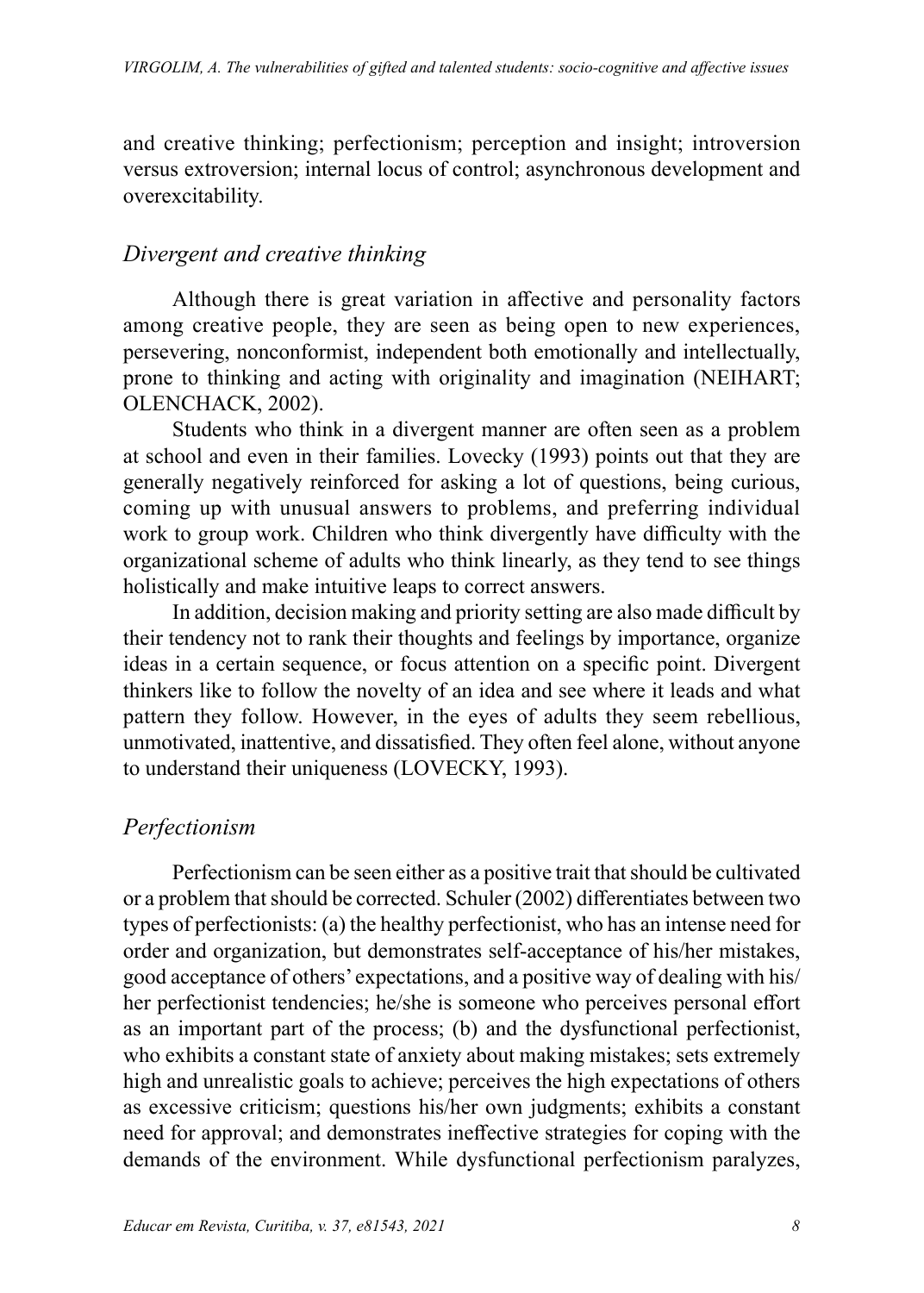and creative thinking; perfectionism; perception and insight; introversion versus extroversion; internal locus of control; asynchronous development and overexcitability.

### *Divergent and creative thinking*

Although there is great variation in affective and personality factors among creative people, they are seen as being open to new experiences, persevering, nonconformist, independent both emotionally and intellectually, prone to thinking and acting with originality and imagination (NEIHART; OLENCHACK, 2002).

Students who think in a divergent manner are often seen as a problem at school and even in their families. Lovecky (1993) points out that they are generally negatively reinforced for asking a lot of questions, being curious, coming up with unusual answers to problems, and preferring individual work to group work. Children who think divergently have difficulty with the organizational scheme of adults who think linearly, as they tend to see things holistically and make intuitive leaps to correct answers.

In addition, decision making and priority setting are also made difficult by their tendency not to rank their thoughts and feelings by importance, organize ideas in a certain sequence, or focus attention on a specific point. Divergent thinkers like to follow the novelty of an idea and see where it leads and what pattern they follow. However, in the eyes of adults they seem rebellious, unmotivated, inattentive, and dissatisfied. They often feel alone, without anyone to understand their uniqueness (LOVECKY, 1993).

### *Perfectionism*

Perfectionism can be seen either as a positive trait that should be cultivated or a problem that should be corrected. Schuler (2002) differentiates between two types of perfectionists: (a) the healthy perfectionist, who has an intense need for order and organization, but demonstrates self-acceptance of his/her mistakes, good acceptance of others' expectations, and a positive way of dealing with his/her perfectionist tendencies; he/she is someone who perceives personal effort as an important part of the process; (b) and the dysfunctional perfectionist, who exhibits a constant state of anxiety about making mistakes; sets extremely high and unrealistic goals to achieve; perceives the high expectations of others as excessive criticism; questions his/her own judgments; exhibits a constant need for approval; and demonstrates ineffective strategies for coping with the demands of the environment. While dysfunctional perfectionism paralyzes,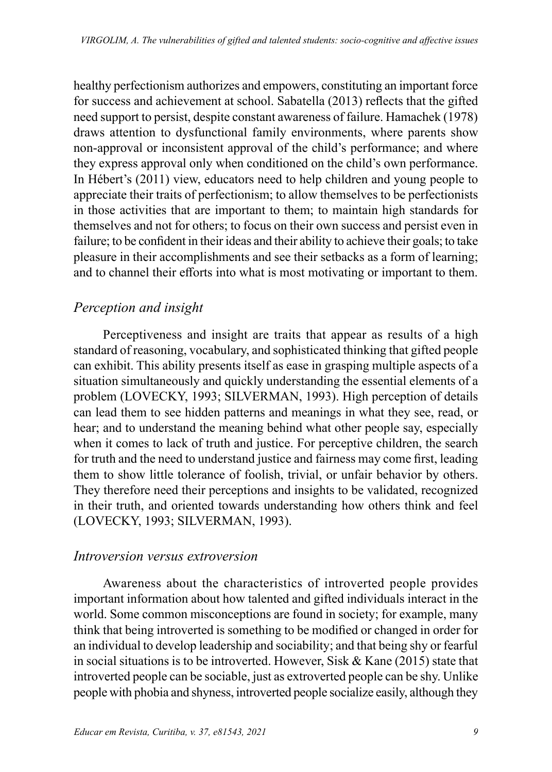healthy perfectionism authorizes and empowers, constituting an important force for success and achievement at school. Sabatella (2013) reflects that the gifted need support to persist, despite constant awareness of failure. Hamachek (1978) draws attention to dysfunctional family environments, where parents show non-approval or inconsistent approval of the child's performance; and where they express approval only when conditioned on the child's own performance. In Hébert's (2011) view, educators need to help children and young people to appreciate their traits of perfectionism; to allow themselves to be perfectionists in those activities that are important to them; to maintain high standards for themselves and not for others; to focus on their own success and persist even in failure; to be confident in their ideas and their ability to achieve their goals; to take pleasure in their accomplishments and see their setbacks as a form of learning; and to channel their efforts into what is most motivating or important to them.

### *Perception and insight*

Perceptiveness and insight are traits that appear as results of a high standard of reasoning, vocabulary, and sophisticated thinking that gifted people can exhibit. This ability presents itself as ease in grasping multiple aspects of a situation simultaneously and quickly understanding the essential elements of a problem (LOVECKY, 1993; SILVERMAN, 1993). High perception of details can lead them to see hidden patterns and meanings in what they see, read, or hear; and to understand the meaning behind what other people say, especially when it comes to lack of truth and justice. For perceptive children, the search for truth and the need to understand justice and fairness may come first, leading them to show little tolerance of foolish, trivial, or unfair behavior by others. They therefore need their perceptions and insights to be validated, recognized in their truth, and oriented towards understanding how others think and feel (LOVECKY, 1993; SILVERMAN, 1993).

### *Introversion versus extroversion*

Awareness about the characteristics of introverted people provides important information about how talented and gifted individuals interact in the world. Some common misconceptions are found in society; for example, many think that being introverted is something to be modified or changed in order for an individual to develop leadership and sociability; and that being shy or fearful in social situations is to be introverted. However, Sisk & Kane (2015) state that introverted people can be sociable, just as extroverted people can be shy. Unlike people with phobia and shyness, introverted people socialize easily, although they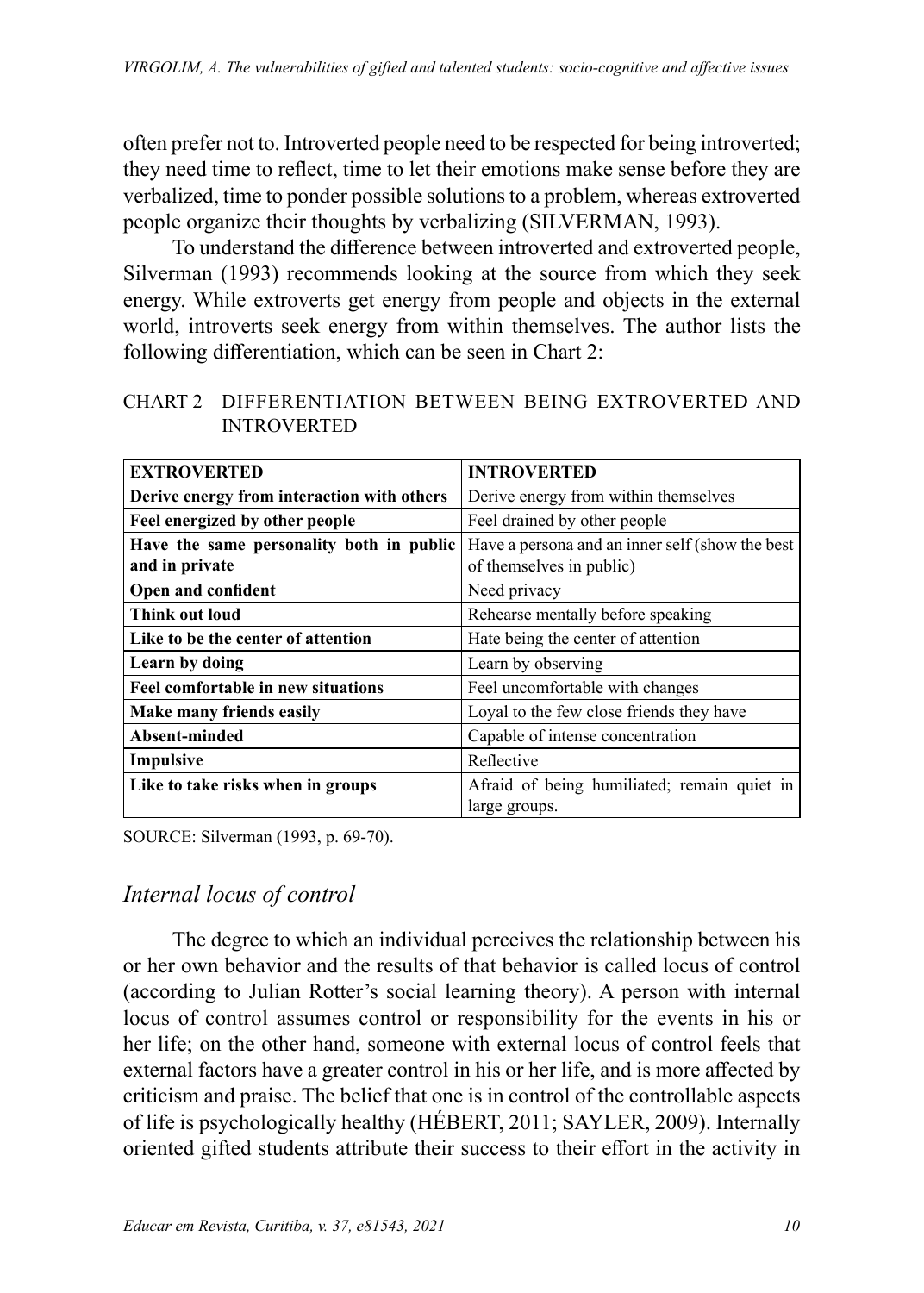often prefer not to. Introverted people need to be respected for being introverted; they need time to reflect, time to let their emotions make sense before they are verbalized, time to ponder possible solutions to a problem, whereas extroverted people organize their thoughts by verbalizing (SILVERMAN, 1993).

To understand the difference between introverted and extroverted people, Silverman (1993) recommends looking at the source from which they seek energy. While extroverts get energy from people and objects in the external world, introverts seek energy from within themselves. The author lists the following differentiation, which can be seen in Chart 2:

CHART 2 – DIFFERENTIATION BETWEEN BEING EXTROVERTED AND INTROVERTED

| **EXTROVERTED** | **INTROVERTED** |
|---|---|
| **Derive energy from interaction with others** | Derive energy from within themselves |
| **Feel energized by other people** | Feel drained by other people |
| **Have the same personality both in public and in private** | Have a persona and an inner self (show the best of themselves in public) |
| **Open and confident** | Need privacy |
| **Think out loud** | Rehearse mentally before speaking |
| **Like to be the center of attention** | Hate being the center of attention |
| **Learn by doing** | Learn by observing |
| **Feel comfortable in new situations** | Feel uncomfortable with changes |
| **Make many friends easily** | Loyal to the few close friends they have |
| **Absent-minded** | Capable of intense concentration |
| **Impulsive** | Reflective |
| **Like to take risks when in groups** | Afraid of being humiliated; remain quiet in large groups. |

SOURCE: Silverman (1993, p. 69-70).

## *Internal locus of control*

The degree to which an individual perceives the relationship between his or her own behavior and the results of that behavior is called locus of control (according to Julian Rotter's social learning theory). A person with internal locus of control assumes control or responsibility for the events in his or her life; on the other hand, someone with external locus of control feels that external factors have a greater control in his or her life, and is more affected by criticism and praise. The belief that one is in control of the controllable aspects of life is psychologically healthy (HÉBERT, 2011; SAYLER, 2009). Internally oriented gifted students attribute their success to their effort in the activity in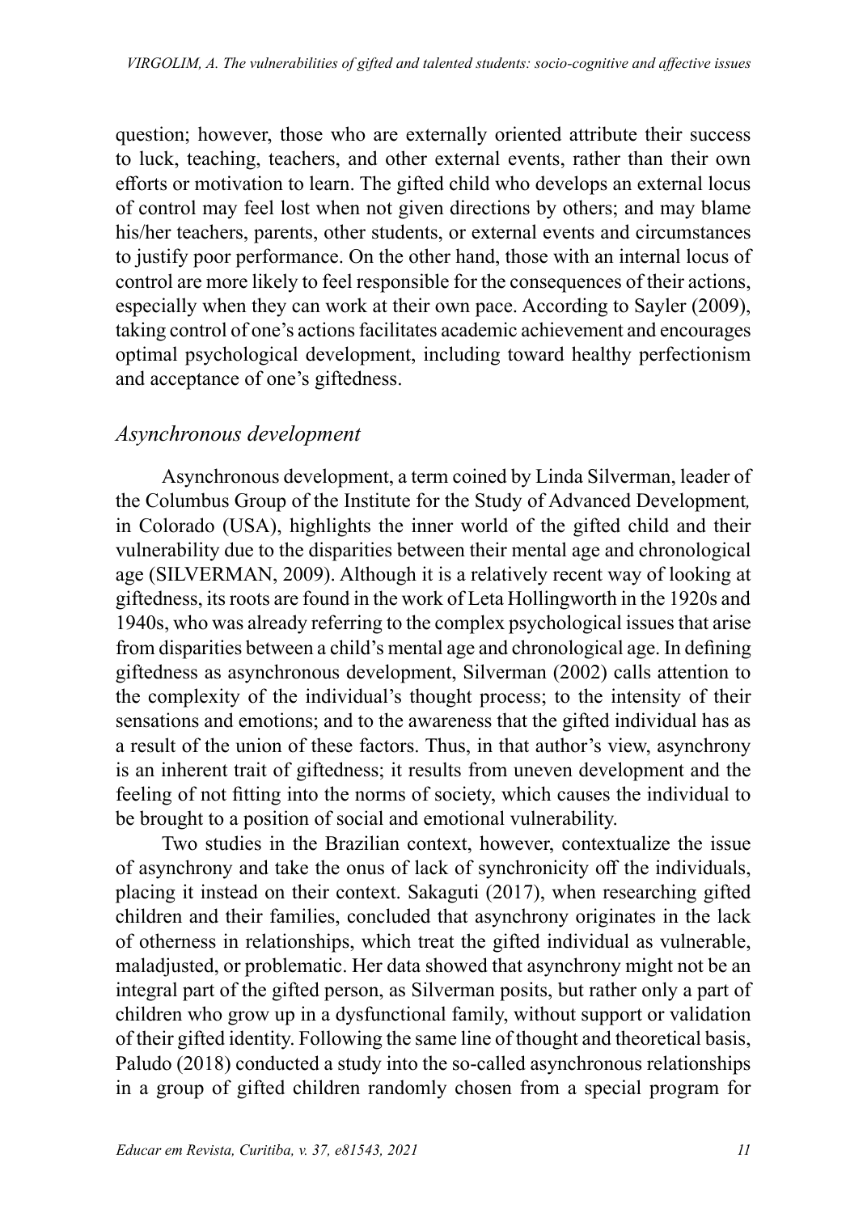question; however, those who are externally oriented attribute their success to luck, teaching, teachers, and other external events, rather than their own efforts or motivation to learn. The gifted child who develops an external locus of control may feel lost when not given directions by others; and may blame his/her teachers, parents, other students, or external events and circumstances to justify poor performance. On the other hand, those with an internal locus of control are more likely to feel responsible for the consequences of their actions, especially when they can work at their own pace. According to Sayler (2009), taking control of one's actions facilitates academic achievement and encourages optimal psychological development, including toward healthy perfectionism and acceptance of one's giftedness.

### *Asynchronous development*

Asynchronous development, a term coined by Linda Silverman, leader of the Columbus Group of the Institute for the Study of Advanced Development, in Colorado (USA), highlights the inner world of the gifted child and their vulnerability due to the disparities between their mental age and chronological age (SILVERMAN, 2009). Although it is a relatively recent way of looking at giftedness, its roots are found in the work of Leta Hollingworth in the 1920s and 1940s, who was already referring to the complex psychological issues that arise from disparities between a child's mental age and chronological age. In defining giftedness as asynchronous development, Silverman (2002) calls attention to the complexity of the individual's thought process; to the intensity of their sensations and emotions; and to the awareness that the gifted individual has as a result of the union of these factors. Thus, in that author's view, asynchrony is an inherent trait of giftedness; it results from uneven development and the feeling of not fitting into the norms of society, which causes the individual to be brought to a position of social and emotional vulnerability.

Two studies in the Brazilian context, however, contextualize the issue of asynchrony and take the onus of lack of synchronicity off the individuals, placing it instead on their context. Sakaguti (2017), when researching gifted children and their families, concluded that asynchrony originates in the lack of otherness in relationships, which treat the gifted individual as vulnerable, maladjusted, or problematic. Her data showed that asynchrony might not be an integral part of the gifted person, as Silverman posits, but rather only a part of children who grow up in a dysfunctional family, without support or validation of their gifted identity. Following the same line of thought and theoretical basis, Paludo (2018) conducted a study into the so-called asynchronous relationships in a group of gifted children randomly chosen from a special program for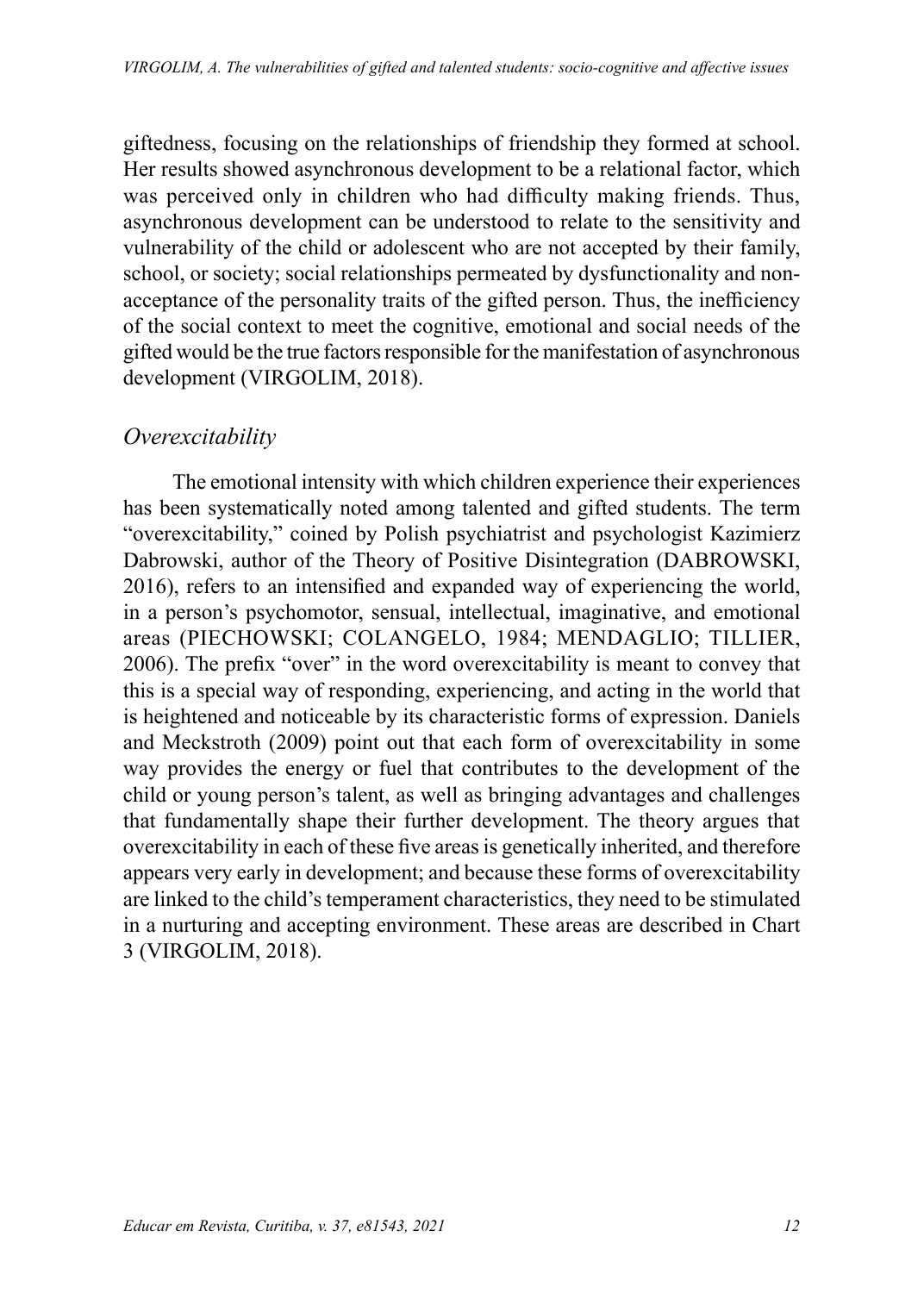giftedness, focusing on the relationships of friendship they formed at school. Her results showed asynchronous development to be a relational factor, which was perceived only in children who had difficulty making friends. Thus, asynchronous development can be understood to relate to the sensitivity and vulnerability of the child or adolescent who are not accepted by their family, school, or society; social relationships permeated by dysfunctionality and non-acceptance of the personality traits of the gifted person. Thus, the inefficiency of the social context to meet the cognitive, emotional and social needs of the gifted would be the true factors responsible for the manifestation of asynchronous development (VIRGOLIM, 2018).

### *Overexcitability*

The emotional intensity with which children experience their experiences has been systematically noted among talented and gifted students. The term "overexcitability," coined by Polish psychiatrist and psychologist Kazimierz Dabrowski, author of the Theory of Positive Disintegration (DABROWSKI, 2016), refers to an intensified and expanded way of experiencing the world, in a person's psychomotor, sensual, intellectual, imaginative, and emotional areas (PIECHOWSKI; COLANGELO, 1984; MENDAGLIO; TILLIER, 2006). The prefix "over" in the word overexcitability is meant to convey that this is a special way of responding, experiencing, and acting in the world that is heightened and noticeable by its characteristic forms of expression. Daniels and Meckstroth (2009) point out that each form of overexcitability in some way provides the energy or fuel that contributes to the development of the child or young person's talent, as well as bringing advantages and challenges that fundamentally shape their further development. The theory argues that overexcitability in each of these five areas is genetically inherited, and therefore appears very early in development; and because these forms of overexcitability are linked to the child's temperament characteristics, they need to be stimulated in a nurturing and accepting environment. These areas are described in Chart 3 (VIRGOLIM, 2018).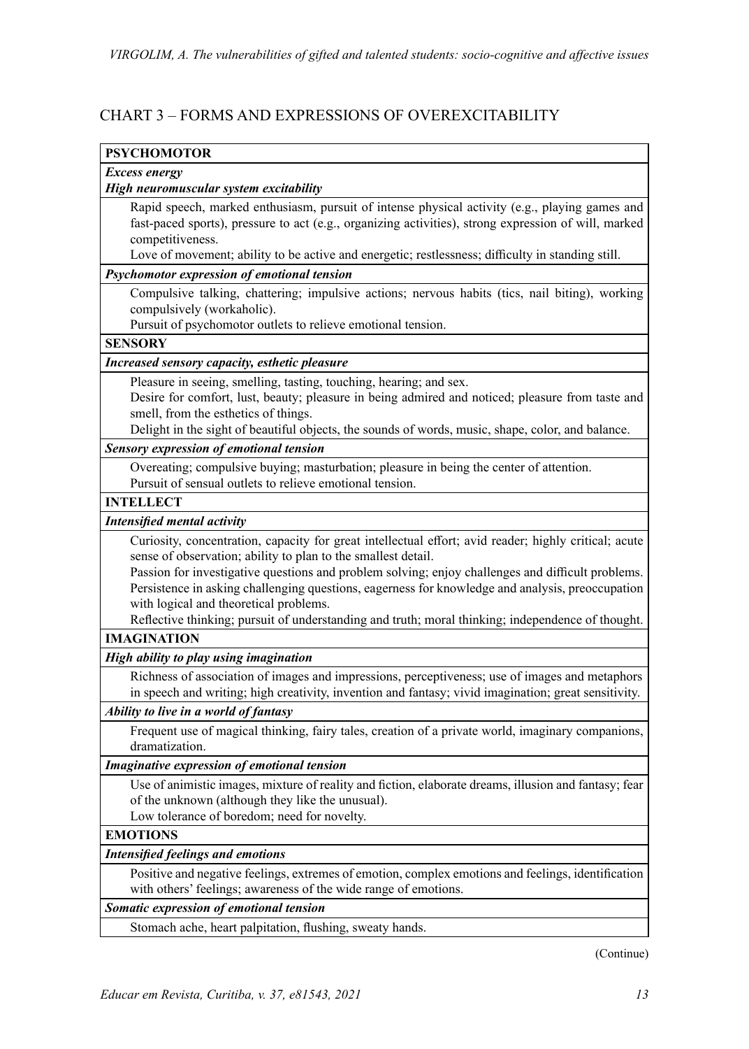## CHART 3 – FORMS AND EXPRESSIONS OF OVEREXCITABILITY

| **PSYCHOMOTOR** |
|---|
| ***Excess energy*** <br> ***High neuromuscular system excitability*** |
| Rapid speech, marked enthusiasm, pursuit of intense physical activity (e.g., playing games and fast-paced sports), pressure to act (e.g., organizing activities), strong expression of will, marked competitiveness. <br> Love of movement; ability to be active and energetic; restlessness; difficulty in standing still. |
| ***Psychomotor expression of emotional tension*** |
| Compulsive talking, chattering; impulsive actions; nervous habits (tics, nail biting), working compulsively (workaholic). <br> Pursuit of psychomotor outlets to relieve emotional tension. |
| **SENSORY** |
| ***Increased sensory capacity, esthetic pleasure*** |
| Pleasure in seeing, smelling, tasting, touching, hearing; and sex. <br> Desire for comfort, lust, beauty; pleasure in being admired and noticed; pleasure from taste and smell, from the esthetics of things. <br> Delight in the sight of beautiful objects, the sounds of words, music, shape, color, and balance. |
| ***Sensory expression of emotional tension*** |
| Overeating; compulsive buying; masturbation; pleasure in being the center of attention. <br> Pursuit of sensual outlets to relieve emotional tension. |
| **INTELLECT** |
| ***Intensified mental activity*** |
| Curiosity, concentration, capacity for great intellectual effort; avid reader; highly critical; acute sense of observation; ability to plan to the smallest detail. <br> Passion for investigative questions and problem solving; enjoy challenges and difficult problems. <br> Persistence in asking challenging questions, eagerness for knowledge and analysis, preoccupation with logical and theoretical problems. <br> Reflective thinking; pursuit of understanding and truth; moral thinking; independence of thought. |
| **IMAGINATION** |
| ***High ability to play using imagination*** |
| Richness of association of images and impressions, perceptiveness; use of images and metaphors in speech and writing; high creativity, invention and fantasy; vivid imagination; great sensitivity. |
| ***Ability to live in a world of fantasy*** |
| Frequent use of magical thinking, fairy tales, creation of a private world, imaginary companions, dramatization. |
| ***Imaginative expression of emotional tension*** |
| Use of animistic images, mixture of reality and fiction, elaborate dreams, illusion and fantasy; fear of the unknown (although they like the unusual). <br> Low tolerance of boredom; need for novelty. |
| **EMOTIONS** |
| ***Intensified feelings and emotions*** |
| Positive and negative feelings, extremes of emotion, complex emotions and feelings, identification with others' feelings; awareness of the wide range of emotions. |
| ***Somatic expression of emotional tension*** |
| Stomach ache, heart palpitation, flushing, sweaty hands. |

(Continue)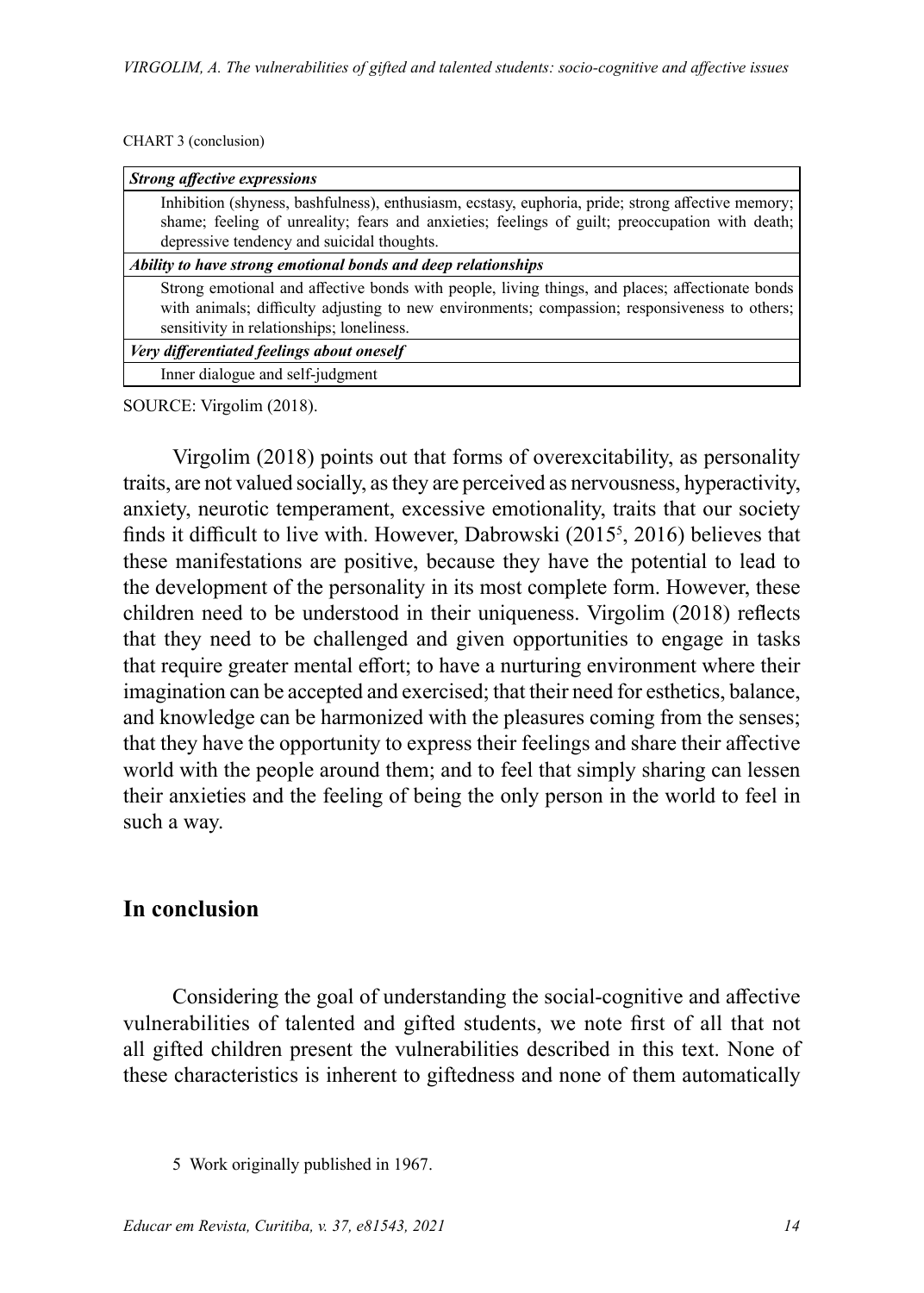CHART 3 (conclusion)

| *Strong affective expressions* |
|---|
| Inhibition (shyness, bashfulness), enthusiasm, ecstasy, euphoria, pride; strong affective memory; shame; feeling of unreality; fears and anxieties; feelings of guilt; preoccupation with death; depressive tendency and suicidal thoughts. |
| ***Ability to have strong emotional bonds and deep relationships*** |
| Strong emotional and affective bonds with people, living things, and places; affectionate bonds with animals; difficulty adjusting to new environments; compassion; responsiveness to others; sensitivity in relationships; loneliness. |
| ***Very differentiated feelings about oneself*** |
| Inner dialogue and self-judgment |

SOURCE: Virgolim (2018).

Virgolim (2018) points out that forms of overexcitability, as personality traits, are not valued socially, as they are perceived as nervousness, hyperactivity, anxiety, neurotic temperament, excessive emotionality, traits that our society finds it difficult to live with. However, Dabrowski (2015[5], 2016) believes that these manifestations are positive, because they have the potential to lead to the development of the personality in its most complete form. However, these children need to be understood in their uniqueness. Virgolim (2018) reflects that they need to be challenged and given opportunities to engage in tasks that require greater mental effort; to have a nurturing environment where their imagination can be accepted and exercised; that their need for esthetics, balance, and knowledge can be harmonized with the pleasures coming from the senses; that they have the opportunity to express their feelings and share their affective world with the people around them; and to feel that simply sharing can lessen their anxieties and the feeling of being the only person in the world to feel in such a way.

## In conclusion

Considering the goal of understanding the social-cognitive and affective vulnerabilities of talented and gifted students, we note first of all that not all gifted children present the vulnerabilities described in this text. None of these characteristics is inherent to giftedness and none of them automatically

5 Work originally published in 1967.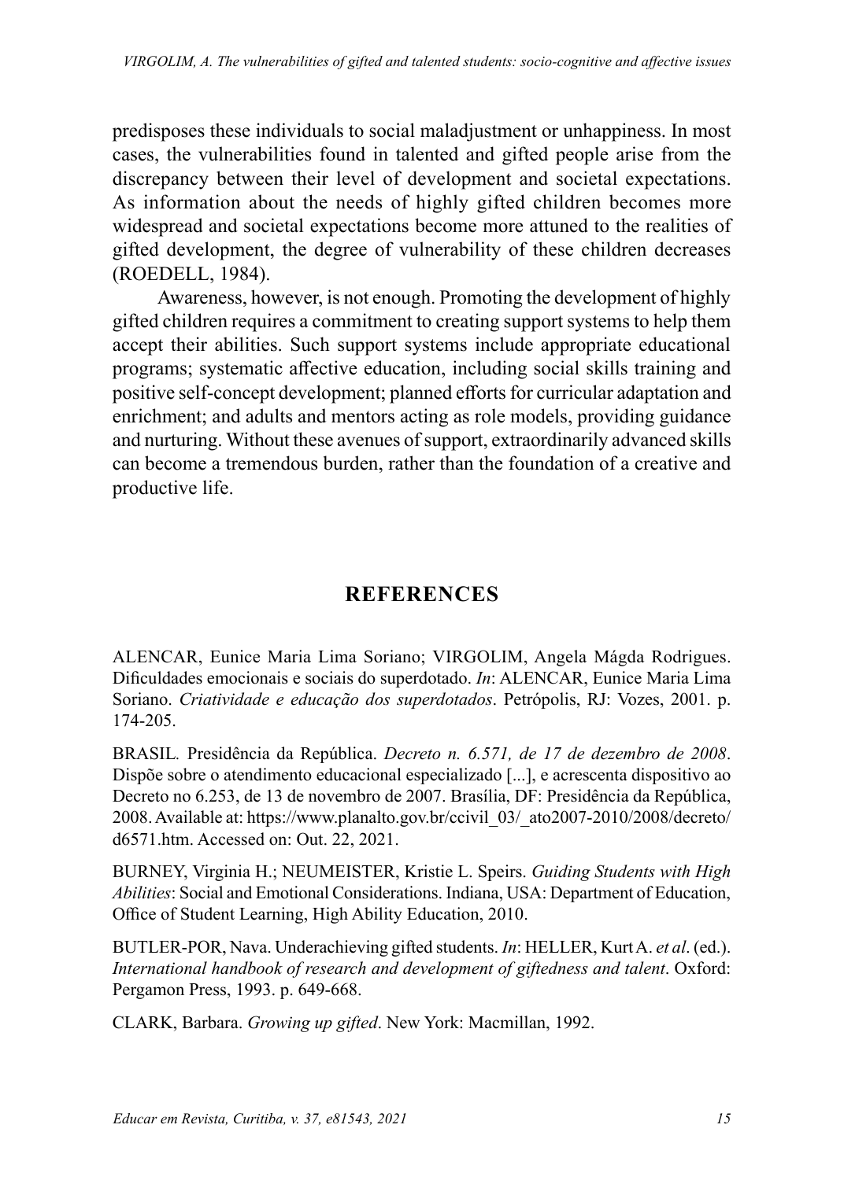predisposes these individuals to social maladjustment or unhappiness. In most cases, the vulnerabilities found in talented and gifted people arise from the discrepancy between their level of development and societal expectations. As information about the needs of highly gifted children becomes more widespread and societal expectations become more attuned to the realities of gifted development, the degree of vulnerability of these children decreases (ROEDELL, 1984).

Awareness, however, is not enough. Promoting the development of highly gifted children requires a commitment to creating support systems to help them accept their abilities. Such support systems include appropriate educational programs; systematic affective education, including social skills training and positive self-concept development; planned efforts for curricular adaptation and enrichment; and adults and mentors acting as role models, providing guidance and nurturing. Without these avenues of support, extraordinarily advanced skills can become a tremendous burden, rather than the foundation of a creative and productive life.

## REFERENCES

ALENCAR, Eunice Maria Lima Soriano; VIRGOLIM, Angela Mágda Rodrigues. Dificuldades emocionais e sociais do superdotado. *In*: ALENCAR, Eunice Maria Lima Soriano. *Criatividade e educação dos superdotados*. Petrópolis, RJ: Vozes, 2001. p. 174-205.

BRASIL. Presidência da República. *Decreto n. 6.571, de 17 de dezembro de 2008*. Dispõe sobre o atendimento educacional especializado [...], e acrescenta dispositivo ao Decreto no 6.253, de 13 de novembro de 2007. Brasília, DF: Presidência da República, 2008. Available at: https://www.planalto.gov.br/ccivil_03/_ato2007-2010/2008/decreto/d6571.htm. Accessed on: Out. 22, 2021.

BURNEY, Virginia H.; NEUMEISTER, Kristie L. Speirs. *Guiding Students with High Abilities*: Social and Emotional Considerations. Indiana, USA: Department of Education, Office of Student Learning, High Ability Education, 2010.

BUTLER-POR, Nava. Underachieving gifted students. *In*: HELLER, Kurt A. *et al*. (ed.). *International handbook of research and development of giftedness and talent*. Oxford: Pergamon Press, 1993. p. 649-668.

CLARK, Barbara. *Growing up gifted*. New York: Macmillan, 1992.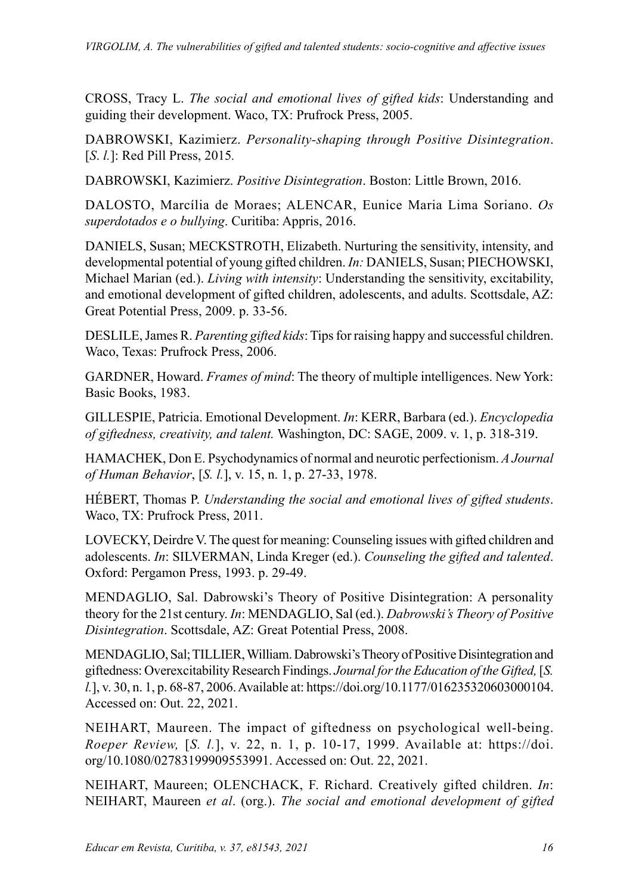CROSS, Tracy L. *The social and emotional lives of gifted kids*: Understanding and guiding their development. Waco, TX: Prufrock Press, 2005.

DABROWSKI, Kazimierz. *Personality-shaping through Positive Disintegration*. [*S. l.*]: Red Pill Press, 2015.

DABROWSKI, Kazimierz. *Positive Disintegration*. Boston: Little Brown, 2016.

DALOSTO, Marcília de Moraes; ALENCAR, Eunice Maria Lima Soriano. *Os superdotados e o bullying*. Curitiba: Appris, 2016.

DANIELS, Susan; MECKSTROTH, Elizabeth. Nurturing the sensitivity, intensity, and developmental potential of young gifted children. *In:* DANIELS, Susan; PIECHOWSKI, Michael Marian (ed.). *Living with intensity*: Understanding the sensitivity, excitability, and emotional development of gifted children, adolescents, and adults. Scottsdale, AZ: Great Potential Press, 2009. p. 33-56.

DESLILE, James R. *Parenting gifted kids*: Tips for raising happy and successful children. Waco, Texas: Prufrock Press, 2006.

GARDNER, Howard. *Frames of mind*: The theory of multiple intelligences. New York: Basic Books, 1983.

GILLESPIE, Patricia. Emotional Development. *In*: KERR, Barbara (ed.). *Encyclopedia of giftedness, creativity, and talent.* Washington, DC: SAGE, 2009. v. 1, p. 318-319.

HAMACHEK, Don E. Psychodynamics of normal and neurotic perfectionism. *A Journal of Human Behavior*, [*S. l.*], v. 15, n. 1, p. 27-33, 1978.

HÉBERT, Thomas P. *Understanding the social and emotional lives of gifted students*. Waco, TX: Prufrock Press, 2011.

LOVECKY, Deirdre V. The quest for meaning: Counseling issues with gifted children and adolescents. *In*: SILVERMAN, Linda Kreger (ed.). *Counseling the gifted and talented*. Oxford: Pergamon Press, 1993. p. 29-49.

MENDAGLIO, Sal. Dabrowski's Theory of Positive Disintegration: A personality theory for the 21st century. *In*: MENDAGLIO, Sal (ed.). *Dabrowski's Theory of Positive Disintegration*. Scottsdale, AZ: Great Potential Press, 2008.

MENDAGLIO, Sal; TILLIER, William. Dabrowski's Theory of Positive Disintegration and giftedness: Overexcitability Research Findings. *Journal for the Education of the Gifted,* [*S. l.*], v. 30, n. 1, p. 68-87, 2006. Available at: https://doi.org/10.1177/016235320603000104. Accessed on: Out. 22, 2021.

NEIHART, Maureen. The impact of giftedness on psychological well-being. *Roeper Review,* [*S. l.*], v. 22, n. 1, p. 10-17, 1999. Available at: https://doi.org/10.1080/02783199909553991. Accessed on: Out. 22, 2021.

NEIHART, Maureen; OLENCHACK, F. Richard. Creatively gifted children. *In*: NEIHART, Maureen *et al*. (org.). *The social and emotional development of gifted*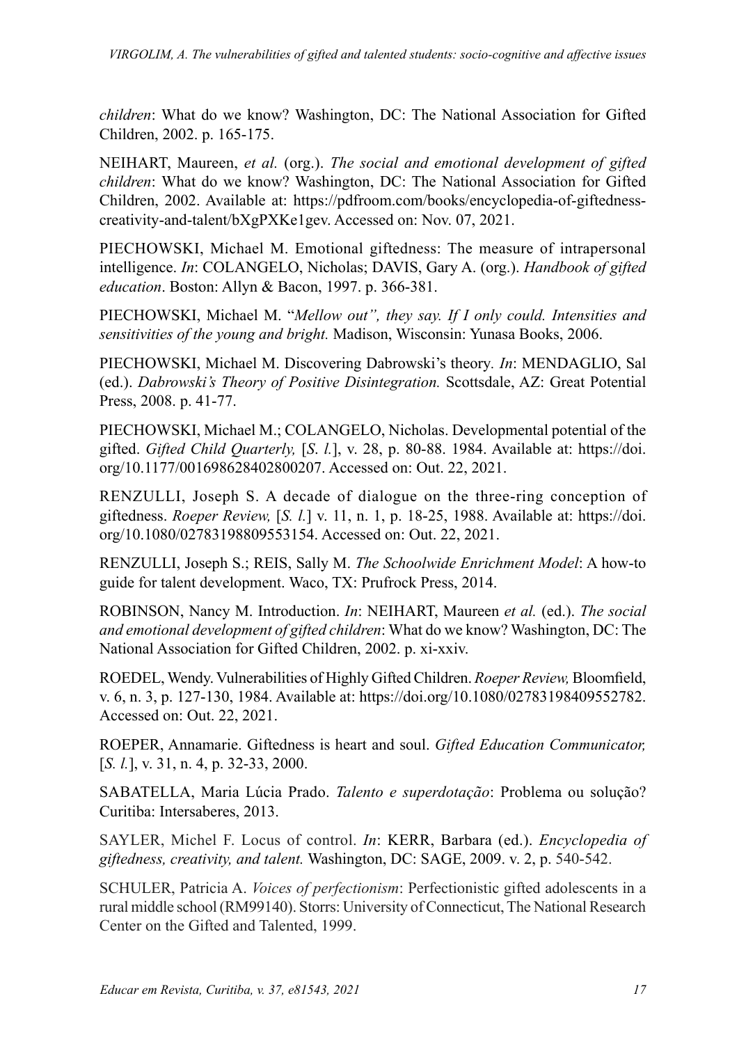*children*: What do we know? Washington, DC: The National Association for Gifted Children, 2002. p. 165-175.

NEIHART, Maureen, *et al.* (org.). *The social and emotional development of gifted children*: What do we know? Washington, DC: The National Association for Gifted Children, 2002. Available at: https://pdfroom.com/books/encyclopedia-of-giftedness-creativity-and-talent/bXgPXKe1gev. Accessed on: Nov. 07, 2021.

PIECHOWSKI, Michael M. Emotional giftedness: The measure of intrapersonal intelligence. *In*: COLANGELO, Nicholas; DAVIS, Gary A. (org.). *Handbook of gifted education*. Boston: Allyn & Bacon, 1997. p. 366-381.

PIECHOWSKI, Michael M. "*Mellow out", they say. If I only could. Intensities and sensitivities of the young and bright.* Madison, Wisconsin: Yunasa Books, 2006.

PIECHOWSKI, Michael M. Discovering Dabrowski's theory. *In*: MENDAGLIO, Sal (ed.). *Dabrowski's Theory of Positive Disintegration.* Scottsdale, AZ: Great Potential Press, 2008. p. 41-77.

PIECHOWSKI, Michael M.; COLANGELO, Nicholas. Developmental potential of the gifted. *Gifted Child Quarterly,* [*S. l.*], v. 28, p. 80-88. 1984. Available at: https://doi.org/10.1177/001698628402800207. Accessed on: Out. 22, 2021.

RENZULLI, Joseph S. A decade of dialogue on the three-ring conception of giftedness. *Roeper Review,* [*S. l.*] v. 11, n. 1, p. 18-25, 1988. Available at: https://doi.org/10.1080/02783198809553154. Accessed on: Out. 22, 2021.

RENZULLI, Joseph S.; REIS, Sally M. *The Schoolwide Enrichment Model*: A how-to guide for talent development. Waco, TX: Prufrock Press, 2014.

ROBINSON, Nancy M. Introduction. *In*: NEIHART, Maureen *et al.* (ed.). *The social and emotional development of gifted children*: What do we know? Washington, DC: The National Association for Gifted Children, 2002. p. xi-xxiv.

ROEDEL, Wendy. Vulnerabilities of Highly Gifted Children. *Roeper Review,* Bloomfield, v. 6, n. 3, p. 127-130, 1984. Available at: https://doi.org/10.1080/02783198409552782. Accessed on: Out. 22, 2021.

ROEPER, Annamarie. Giftedness is heart and soul. *Gifted Education Communicator,* [*S. l.*], v. 31, n. 4, p. 32-33, 2000.

SABATELLA, Maria Lúcia Prado. *Talento e superdotação*: Problema ou solução? Curitiba: Intersaberes, 2013.

SAYLER, Michel F. Locus of control. *In*: KERR, Barbara (ed.). *Encyclopedia of giftedness, creativity, and talent.* Washington, DC: SAGE, 2009. v. 2, p. 540-542.

SCHULER, Patricia A. *Voices of perfectionism*: Perfectionistic gifted adolescents in a rural middle school (RM99140). Storrs: University of Connecticut, The National Research Center on the Gifted and Talented, 1999.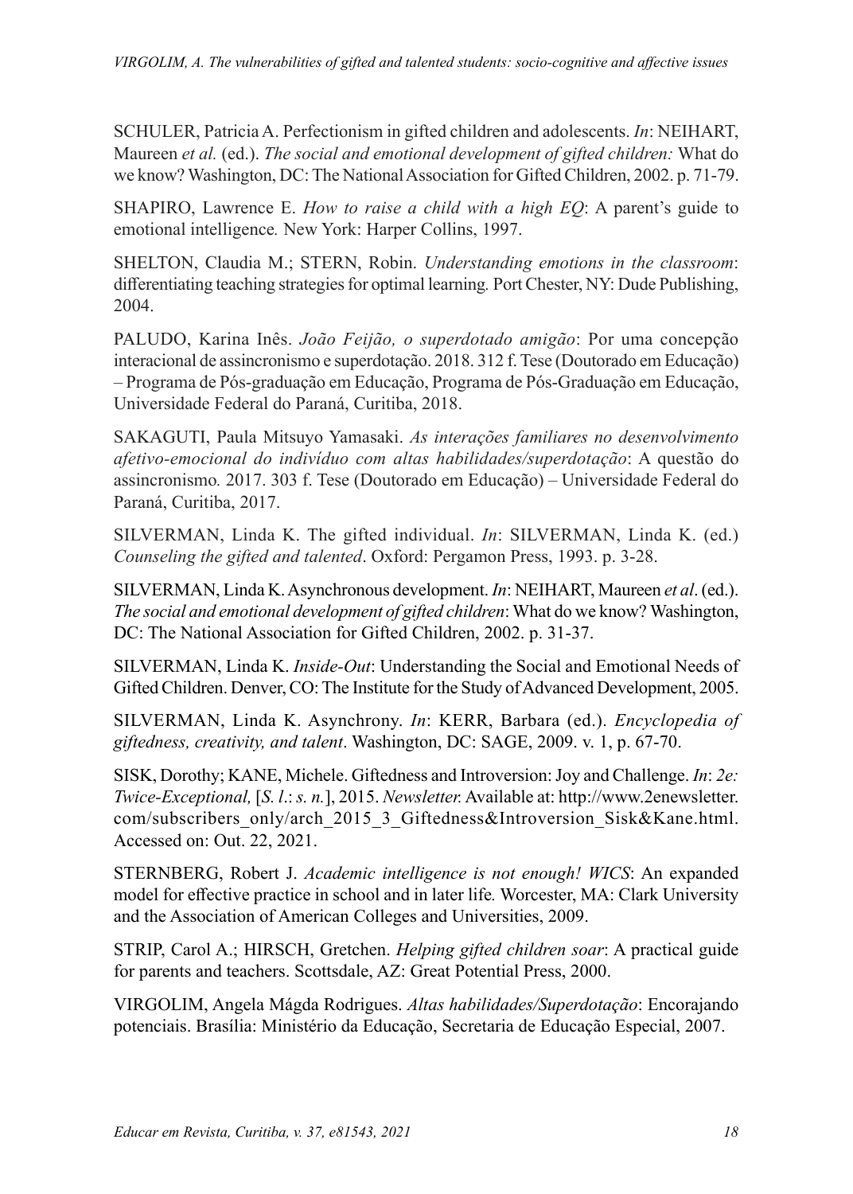SCHULER, Patricia A. Perfectionism in gifted children and adolescents. *In*: NEIHART, Maureen *et al.* (ed.). *The social and emotional development of gifted children:* What do we know? Washington, DC: The National Association for Gifted Children, 2002. p. 71-79.

SHAPIRO, Lawrence E. *How to raise a child with a high EQ*: A parent's guide to emotional intelligence*.* New York: Harper Collins, 1997.

SHELTON, Claudia M.; STERN, Robin. *Understanding emotions in the classroom*: differentiating teaching strategies for optimal learning*.* Port Chester, NY: Dude Publishing, 2004.

PALUDO, Karina Inês. *João Feijão, o superdotado amigão*: Por uma concepção interacional de assincronismo e superdotação. 2018. 312 f. Tese (Doutorado em Educação) – Programa de Pós-graduação em Educação, Programa de Pós-Graduação em Educação, Universidade Federal do Paraná, Curitiba, 2018.

SAKAGUTI, Paula Mitsuyo Yamasaki. *As interações familiares no desenvolvimento afetivo-emocional do indivíduo com altas habilidades/superdotação*: A questão do assincronismo*.* 2017. 303 f. Tese (Doutorado em Educação) – Universidade Federal do Paraná, Curitiba, 2017.

SILVERMAN, Linda K. The gifted individual. *In*: SILVERMAN, Linda K. (ed.) *Counseling the gifted and talented*. Oxford: Pergamon Press, 1993. p. 3-28.

SILVERMAN, Linda K. Asynchronous development. *In*: NEIHART, Maureen *et al*. (ed.). *The social and emotional development of gifted children*: What do we know? Washington, DC: The National Association for Gifted Children, 2002. p. 31-37.

SILVERMAN, Linda K. *Inside-Out*: Understanding the Social and Emotional Needs of Gifted Children. Denver, CO: The Institute for the Study of Advanced Development, 2005.

SILVERMAN, Linda K. Asynchrony. *In*: KERR, Barbara (ed.). *Encyclopedia of giftedness, creativity, and talent*. Washington, DC: SAGE, 2009. v. 1, p. 67-70.

SISK, Dorothy; KANE, Michele. Giftedness and Introversion: Joy and Challenge. *In*: *2e: Twice-Exceptional,* [*S. l*.: *s. n.*], 2015. *Newsletter.* Available at: http://www.2enewsletter.com/subscribers_only/arch_2015_3_Giftedness&Introversion_Sisk&Kane.html. Accessed on: Out. 22, 2021.

STERNBERG, Robert J. *Academic intelligence is not enough! WICS*: An expanded model for effective practice in school and in later life*.* Worcester, MA: Clark University and the Association of American Colleges and Universities, 2009.

STRIP, Carol A.; HIRSCH, Gretchen. *Helping gifted children soar*: A practical guide for parents and teachers. Scottsdale, AZ: Great Potential Press, 2000.

VIRGOLIM, Angela Mágda Rodrigues. *Altas habilidades/Superdotação*: Encorajando potenciais. Brasília: Ministério da Educação, Secretaria de Educação Especial, 2007.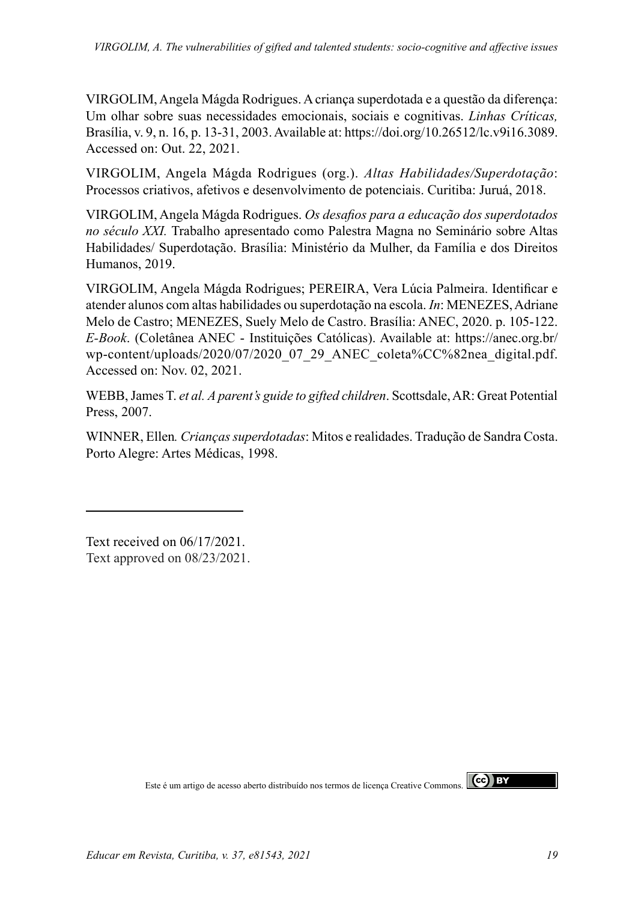VIRGOLIM, Angela Mágda Rodrigues. A criança superdotada e a questão da diferença: Um olhar sobre suas necessidades emocionais, sociais e cognitivas. *Linhas Críticas,* Brasília, v. 9, n. 16, p. 13-31, 2003. Available at: https://doi.org/10.26512/lc.v9i16.3089. Accessed on: Out. 22, 2021.

VIRGOLIM, Angela Mágda Rodrigues (org.). *Altas Habilidades/Superdotação*: Processos criativos, afetivos e desenvolvimento de potenciais. Curitiba: Juruá, 2018.

VIRGOLIM, Angela Mágda Rodrigues. *Os desafios para a educação dos superdotados no século XXI.* Trabalho apresentado como Palestra Magna no Seminário sobre Altas Habilidades/ Superdotação. Brasília: Ministério da Mulher, da Família e dos Direitos Humanos, 2019.

VIRGOLIM, Angela Mágda Rodrigues; PEREIRA, Vera Lúcia Palmeira. Identificar e atender alunos com altas habilidades ou superdotação na escola. *In*: MENEZES, Adriane Melo de Castro; MENEZES, Suely Melo de Castro. Brasília: ANEC, 2020. p. 105-122. *E-Book*. (Coletânea ANEC - Instituições Católicas). Available at: https://anec.org.br/wp-content/uploads/2020/07/2020_07_29_ANEC_coleta%CC%82nea_digital.pdf. Accessed on: Nov. 02, 2021.

WEBB, James T. *et al. A parent's guide to gifted children*. Scottsdale, AR: Great Potential Press, 2007.

WINNER, Ellen*. Crianças superdotadas*: Mitos e realidades. Tradução de Sandra Costa. Porto Alegre: Artes Médicas, 1998.

---

Text received on 06/17/2021.
Text approved on 08/23/2021.

Este é um artigo de acesso aberto distribuído nos termos de licença Creative Commons.